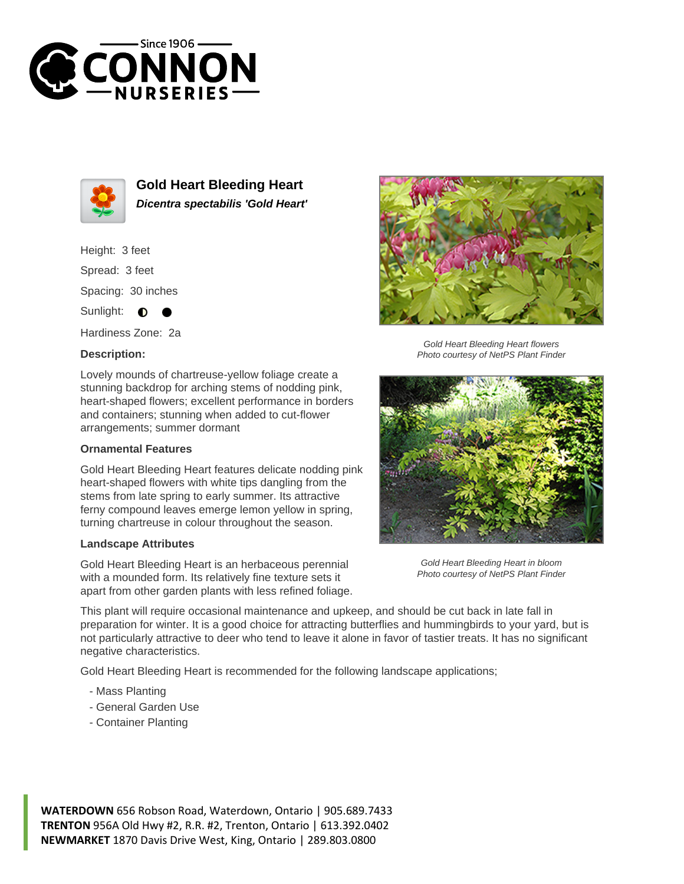# Gold Heart Bleeding Heart

***Dicentra spectabilis 'Gold Heart'***

Height: 3 feet

Spread: 3 feet

Spacing: 30 inches

Sunlight: ◐ ●

Hardiness Zone: 2a

### Description:

Lovely mounds of chartreuse-yellow foliage create a stunning backdrop for arching stems of nodding pink, heart-shaped flowers; excellent performance in borders and containers; stunning when added to cut-flower arrangements; summer dormant

### Ornamental Features

Gold Heart Bleeding Heart features delicate nodding pink heart-shaped flowers with white tips dangling from the stems from late spring to early summer. Its attractive ferny compound leaves emerge lemon yellow in spring, turning chartreuse in colour throughout the season.

### Landscape Attributes

Gold Heart Bleeding Heart is an herbaceous perennial with a mounded form. Its relatively fine texture sets it apart from other garden plants with less refined foliage.

This plant will require occasional maintenance and upkeep, and should be cut back in late fall in preparation for winter. It is a good choice for attracting butterflies and hummingbirds to your yard, but is not particularly attractive to deer who tend to leave it alone in favor of tastier treats. It has no significant negative characteristics.

Gold Heart Bleeding Heart is recommended for the following landscape applications;

- Mass Planting
- General Garden Use
- Container Planting

*Gold Heart Bleeding Heart flowers*
*Photo courtesy of NetPS Plant Finder*

*Gold Heart Bleeding Heart in bloom*
*Photo courtesy of NetPS Plant Finder*

**WATERDOWN** 656 Robson Road, Waterdown, Ontario | 905.689.7433
**TRENTON** 956A Old Hwy #2, R.R. #2, Trenton, Ontario | 613.392.0402
**NEWMARKET** 1870 Davis Drive West, King, Ontario | 289.803.0800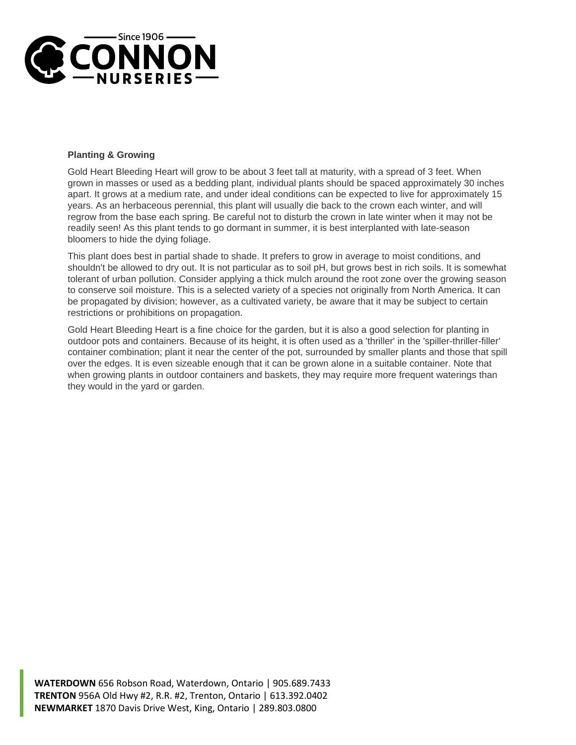### Planting & Growing

Gold Heart Bleeding Heart will grow to be about 3 feet tall at maturity, with a spread of 3 feet. When grown in masses or used as a bedding plant, individual plants should be spaced approximately 30 inches apart. It grows at a medium rate, and under ideal conditions can be expected to live for approximately 15 years. As an herbaceous perennial, this plant will usually die back to the crown each winter, and will regrow from the base each spring. Be careful not to disturb the crown in late winter when it may not be readily seen! As this plant tends to go dormant in summer, it is best interplanted with late-season bloomers to hide the dying foliage.

This plant does best in partial shade to shade. It prefers to grow in average to moist conditions, and shouldn't be allowed to dry out. It is not particular as to soil pH, but grows best in rich soils. It is somewhat tolerant of urban pollution. Consider applying a thick mulch around the root zone over the growing season to conserve soil moisture. This is a selected variety of a species not originally from North America. It can be propagated by division; however, as a cultivated variety, be aware that it may be subject to certain restrictions or prohibitions on propagation.

Gold Heart Bleeding Heart is a fine choice for the garden, but it is also a good selection for planting in outdoor pots and containers. Because of its height, it is often used as a 'thriller' in the 'spiller-thriller-filler' container combination; plant it near the center of the pot, surrounded by smaller plants and those that spill over the edges. It is even sizeable enough that it can be grown alone in a suitable container. Note that when growing plants in outdoor containers and baskets, they may require more frequent waterings than they would in the yard or garden.